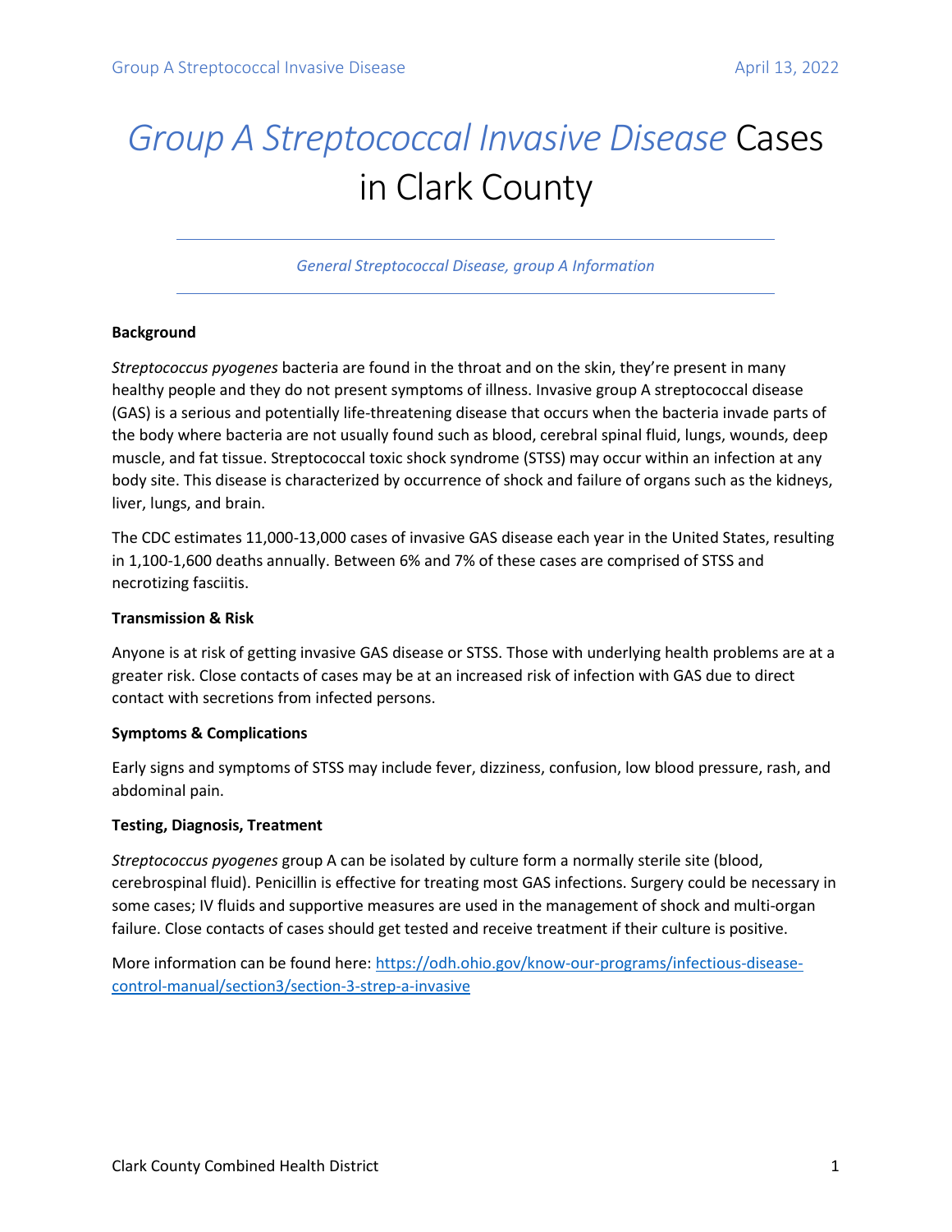# *Group A Streptococcal Invasive Disease* Cases in Clark County

---

*General Streptococcal Disease, group A Information*

---

**Background**

*Streptococcus pyogenes* bacteria are found in the throat and on the skin, they're present in many healthy people and they do not present symptoms of illness. Invasive group A streptococcal disease (GAS) is a serious and potentially life-threatening disease that occurs when the bacteria invade parts of the body where bacteria are not usually found such as blood, cerebral spinal fluid, lungs, wounds, deep muscle, and fat tissue. Streptococcal toxic shock syndrome (STSS) may occur within an infection at any body site. This disease is characterized by occurrence of shock and failure of organs such as the kidneys, liver, lungs, and brain.

The CDC estimates 11,000-13,000 cases of invasive GAS disease each year in the United States, resulting in 1,100-1,600 deaths annually. Between 6% and 7% of these cases are comprised of STSS and necrotizing fasciitis.

**Transmission & Risk**

Anyone is at risk of getting invasive GAS disease or STSS. Those with underlying health problems are at a greater risk. Close contacts of cases may be at an increased risk of infection with GAS due to direct contact with secretions from infected persons.

**Symptoms & Complications**

Early signs and symptoms of STSS may include fever, dizziness, confusion, low blood pressure, rash, and abdominal pain.

**Testing, Diagnosis, Treatment**

*Streptococcus pyogenes* group A can be isolated by culture form a normally sterile site (blood, cerebrospinal fluid). Penicillin is effective for treating most GAS infections. Surgery could be necessary in some cases; IV fluids and supportive measures are used in the management of shock and multi-organ failure. Close contacts of cases should get tested and receive treatment if their culture is positive.

More information can be found here: [https://odh.ohio.gov/know-our-programs/infectious-disease-control-manual/section3/section-3-strep-a-invasive](https://odh.ohio.gov/know-our-programs/infectious-disease-control-manual/section3/section-3-strep-a-invasive)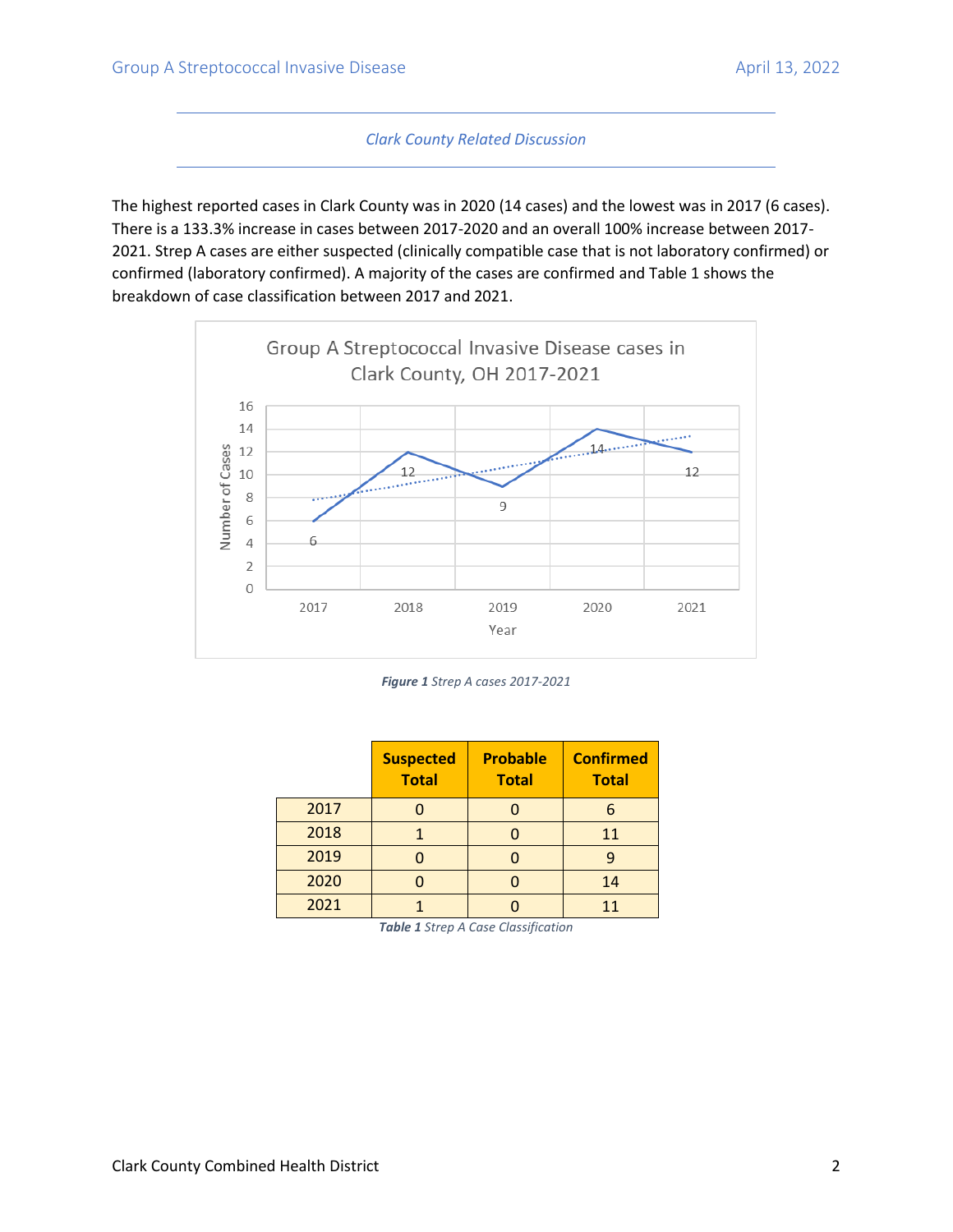*Clark County Related Discussion*

The highest reported cases in Clark County was in 2020 (14 cases) and the lowest was in 2017 (6 cases). There is a 133.3% increase in cases between 2017-2020 and an overall 100% increase between 2017-2021. Strep A cases are either suspected (clinically compatible case that is not laboratory confirmed) or confirmed (laboratory confirmed). A majority of the cases are confirmed and Table 1 shows the breakdown of case classification between 2017 and 2021.

Group A Streptococcal Invasive Disease cases in Clark County, OH 2017-2021

Number of Cases

0
2
4
6
8
10
12
14
16

6
12
9
14
12

2017
2018
2019
2020
2021

Year

***Figure 1*** *Strep A cases 2017-2021*

| | Suspected Total | Probable Total | Confirmed Total |
|---|---|---|---|
| 2017 | 0 | 0 | 6 |
| 2018 | 1 | 0 | 11 |
| 2019 | 0 | 0 | 9 |
| 2020 | 0 | 0 | 14 |
| 2021 | 1 | 0 | 11 |

***Table 1*** *Strep A Case Classification*